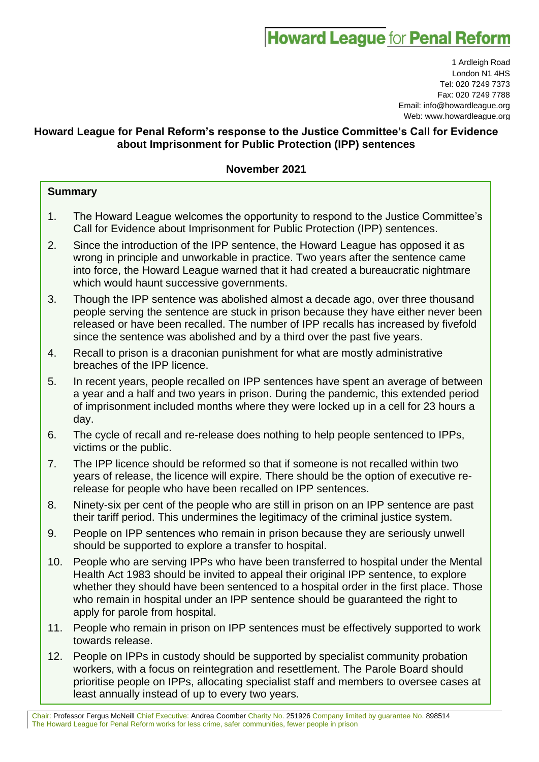# Howard League for Penal Reform

1 Ardleigh Road
London N1 4HS
Tel: 020 7249 7373
Fax: 020 7249 7788
Email: info@howardleague.org
Web: www.howardleague.org

## Howard League for Penal Reform's response to the Justice Committee's Call for Evidence about Imprisonment for Public Protection (IPP) sentences

**November 2021**

### Summary

1. The Howard League welcomes the opportunity to respond to the Justice Committee's Call for Evidence about Imprisonment for Public Protection (IPP) sentences.
2. Since the introduction of the IPP sentence, the Howard League has opposed it as wrong in principle and unworkable in practice. Two years after the sentence came into force, the Howard League warned that it had created a bureaucratic nightmare which would haunt successive governments.
3. Though the IPP sentence was abolished almost a decade ago, over three thousand people serving the sentence are stuck in prison because they have either never been released or have been recalled. The number of IPP recalls has increased by fivefold since the sentence was abolished and by a third over the past five years.
4. Recall to prison is a draconian punishment for what are mostly administrative breaches of the IPP licence.
5. In recent years, people recalled on IPP sentences have spent an average of between a year and a half and two years in prison. During the pandemic, this extended period of imprisonment included months where they were locked up in a cell for 23 hours a day.
6. The cycle of recall and re-release does nothing to help people sentenced to IPPs, victims or the public.
7. The IPP licence should be reformed so that if someone is not recalled within two years of release, the licence will expire. There should be the option of executive re-release for people who have been recalled on IPP sentences.
8. Ninety-six per cent of the people who are still in prison on an IPP sentence are past their tariff period. This undermines the legitimacy of the criminal justice system.
9. People on IPP sentences who remain in prison because they are seriously unwell should be supported to explore a transfer to hospital.
10. People who are serving IPPs who have been transferred to hospital under the Mental Health Act 1983 should be invited to appeal their original IPP sentence, to explore whether they should have been sentenced to a hospital order in the first place. Those who remain in hospital under an IPP sentence should be guaranteed the right to apply for parole from hospital.
11. People who remain in prison on IPP sentences must be effectively supported to work towards release.
12. People on IPPs in custody should be supported by specialist community probation workers, with a focus on reintegration and resettlement. The Parole Board should prioritise people on IPPs, allocating specialist staff and members to oversee cases at least annually instead of up to every two years.

Chair: Professor Fergus McNeill Chief Executive: Andrea Coomber Charity No. 251926 Company limited by guarantee No. 898514
The Howard League for Penal Reform works for less crime, safer communities, fewer people in prison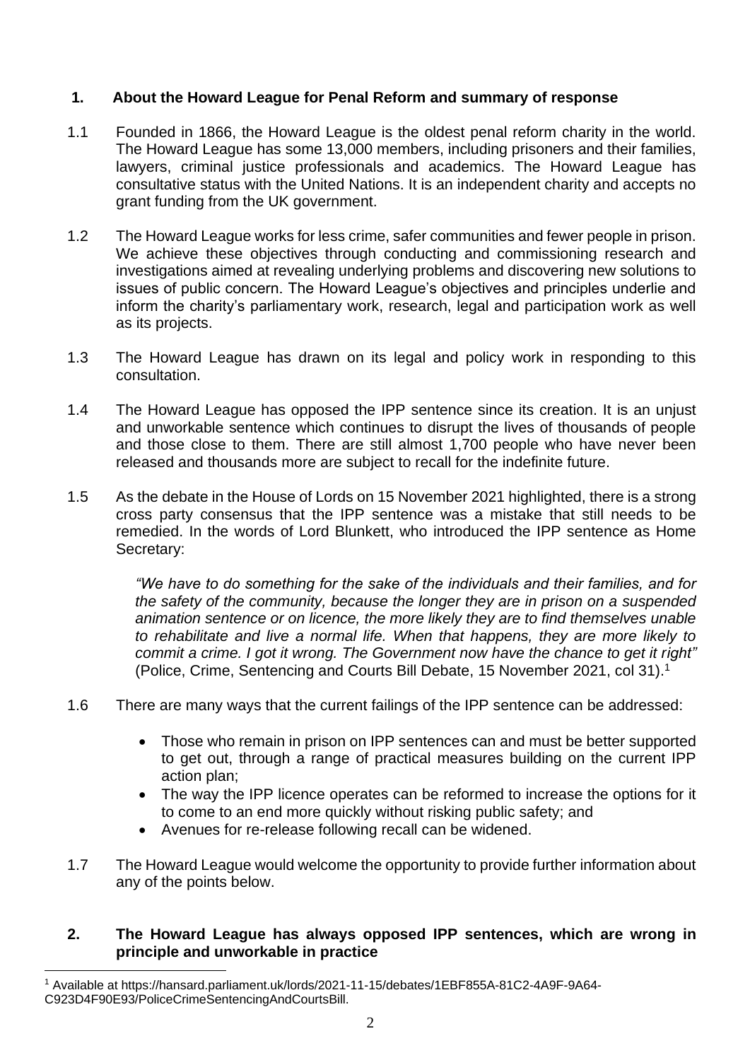## 1. About the Howard League for Penal Reform and summary of response

1.1 Founded in 1866, the Howard League is the oldest penal reform charity in the world. The Howard League has some 13,000 members, including prisoners and their families, lawyers, criminal justice professionals and academics. The Howard League has consultative status with the United Nations. It is an independent charity and accepts no grant funding from the UK government.

1.2 The Howard League works for less crime, safer communities and fewer people in prison. We achieve these objectives through conducting and commissioning research and investigations aimed at revealing underlying problems and discovering new solutions to issues of public concern. The Howard League's objectives and principles underlie and inform the charity's parliamentary work, research, legal and participation work as well as its projects.

1.3 The Howard League has drawn on its legal and policy work in responding to this consultation.

1.4 The Howard League has opposed the IPP sentence since its creation. It is an unjust and unworkable sentence which continues to disrupt the lives of thousands of people and those close to them. There are still almost 1,700 people who have never been released and thousands more are subject to recall for the indefinite future.

1.5 As the debate in the House of Lords on 15 November 2021 highlighted, there is a strong cross party consensus that the IPP sentence was a mistake that still needs to be remedied. In the words of Lord Blunkett, who introduced the IPP sentence as Home Secretary:

> *"We have to do something for the sake of the individuals and their families, and for the safety of the community, because the longer they are in prison on a suspended animation sentence or on licence, the more likely they are to find themselves unable to rehabilitate and live a normal life. When that happens, they are more likely to commit a crime. I got it wrong. The Government now have the chance to get it right"* (Police, Crime, Sentencing and Courts Bill Debate, 15 November 2021, col 31).[1]

1.6 There are many ways that the current failings of the IPP sentence can be addressed:

- Those who remain in prison on IPP sentences can and must be better supported to get out, through a range of practical measures building on the current IPP action plan;
- The way the IPP licence operates can be reformed to increase the options for it to come to an end more quickly without risking public safety; and
- Avenues for re-release following recall can be widened.

1.7 The Howard League would welcome the opportunity to provide further information about any of the points below.

## 2. The Howard League has always opposed IPP sentences, which are wrong in principle and unworkable in practice

[1] Available at https://hansard.parliament.uk/lords/2021-11-15/debates/1EBF855A-81C2-4A9F-9A64-C923D4F90E93/PoliceCrimeSentencingAndCourtsBill.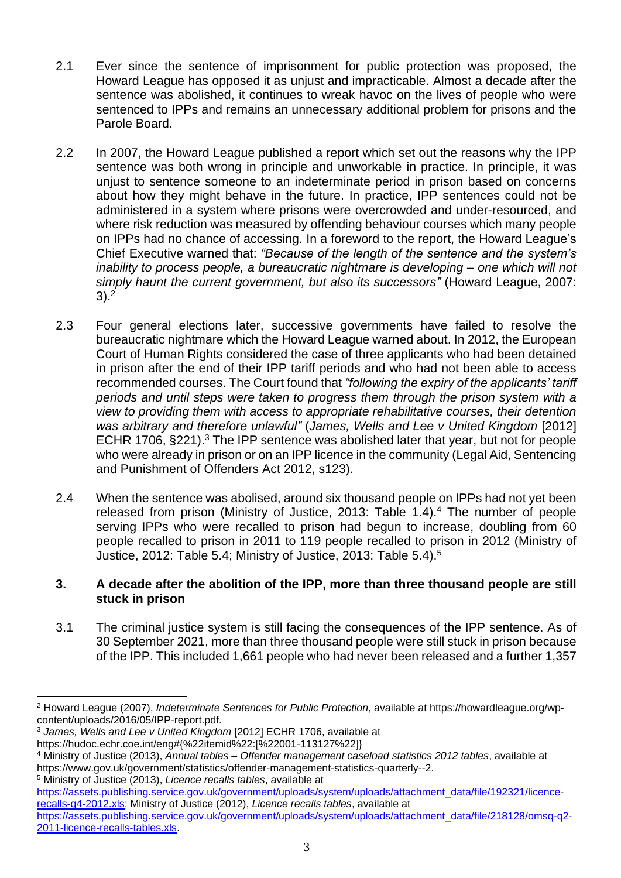2.1 Ever since the sentence of imprisonment for public protection was proposed, the Howard League has opposed it as unjust and impracticable. Almost a decade after the sentence was abolished, it continues to wreak havoc on the lives of people who were sentenced to IPPs and remains an unnecessary additional problem for prisons and the Parole Board.

2.2 In 2007, the Howard League published a report which set out the reasons why the IPP sentence was both wrong in principle and unworkable in practice. In principle, it was unjust to sentence someone to an indeterminate period in prison based on concerns about how they might behave in the future. In practice, IPP sentences could not be administered in a system where prisons were overcrowded and under-resourced, and where risk reduction was measured by offending behaviour courses which many people on IPPs had no chance of accessing. In a foreword to the report, the Howard League's Chief Executive warned that: *"Because of the length of the sentence and the system's inability to process people, a bureaucratic nightmare is developing – one which will not simply haunt the current government, but also its successors"* (Howard League, 2007: 3).[2]

2.3 Four general elections later, successive governments have failed to resolve the bureaucratic nightmare which the Howard League warned about. In 2012, the European Court of Human Rights considered the case of three applicants who had been detained in prison after the end of their IPP tariff periods and who had not been able to access recommended courses. The Court found that *"following the expiry of the applicants' tariff periods and until steps were taken to progress them through the prison system with a view to providing them with access to appropriate rehabilitative courses, their detention was arbitrary and therefore unlawful"* (*James, Wells and Lee v United Kingdom* [2012] ECHR 1706, §221).[3] The IPP sentence was abolished later that year, but not for people who were already in prison or on an IPP licence in the community (Legal Aid, Sentencing and Punishment of Offenders Act 2012, s123).

2.4 When the sentence was abolised, around six thousand people on IPPs had not yet been released from prison (Ministry of Justice, 2013: Table 1.4).[4] The number of people serving IPPs who were recalled to prison had begun to increase, doubling from 60 people recalled to prison in 2011 to 119 people recalled to prison in 2012 (Ministry of Justice, 2012: Table 5.4; Ministry of Justice, 2013: Table 5.4).[5]

## 3. A decade after the abolition of the IPP, more than three thousand people are still stuck in prison

3.1 The criminal justice system is still facing the consequences of the IPP sentence. As of 30 September 2021, more than three thousand people were still stuck in prison because of the IPP. This included 1,661 people who had never been released and a further 1,357

---

[2] Howard League (2007), *Indeterminate Sentences for Public Protection*, available at https://howardleague.org/wp-content/uploads/2016/05/IPP-report.pdf.

[3] *James, Wells and Lee v United Kingdom* [2012] ECHR 1706, available at https://hudoc.echr.coe.int/eng#{%22itemid%22:[%22001-113127%22]}

[4] Ministry of Justice (2013), *Annual tables – Offender management caseload statistics 2012 tables*, available at https://www.gov.uk/government/statistics/offender-management-statistics-quarterly--2.

[5] Ministry of Justice (2013), *Licence recalls tables*, available at https://assets.publishing.service.gov.uk/government/uploads/system/uploads/attachment_data/file/192321/licence-recalls-q4-2012.xls; Ministry of Justice (2012), *Licence recalls tables*, available at https://assets.publishing.service.gov.uk/government/uploads/system/uploads/attachment_data/file/218128/omsq-q2-2011-licence-recalls-tables.xls.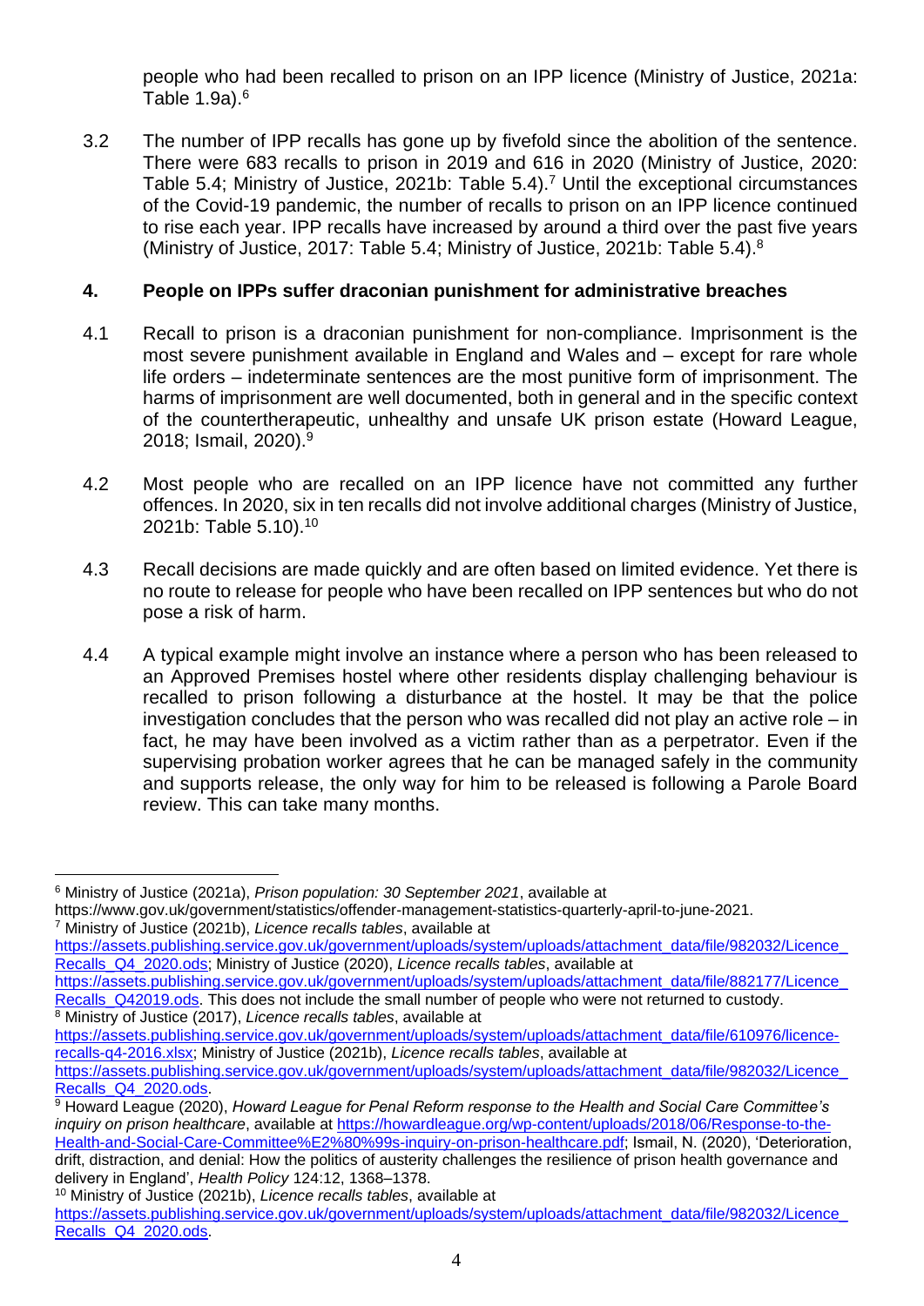people who had been recalled to prison on an IPP licence (Ministry of Justice, 2021a: Table 1.9a).[6]

3.2 The number of IPP recalls has gone up by fivefold since the abolition of the sentence. There were 683 recalls to prison in 2019 and 616 in 2020 (Ministry of Justice, 2020: Table 5.4; Ministry of Justice, 2021b: Table 5.4).[7] Until the exceptional circumstances of the Covid-19 pandemic, the number of recalls to prison on an IPP licence continued to rise each year. IPP recalls have increased by around a third over the past five years (Ministry of Justice, 2017: Table 5.4; Ministry of Justice, 2021b: Table 5.4).[8]

## 4. People on IPPs suffer draconian punishment for administrative breaches

4.1 Recall to prison is a draconian punishment for non-compliance. Imprisonment is the most severe punishment available in England and Wales and – except for rare whole life orders – indeterminate sentences are the most punitive form of imprisonment. The harms of imprisonment are well documented, both in general and in the specific context of the countertherapeutic, unhealthy and unsafe UK prison estate (Howard League, 2018; Ismail, 2020).[9]

4.2 Most people who are recalled on an IPP licence have not committed any further offences. In 2020, six in ten recalls did not involve additional charges (Ministry of Justice, 2021b: Table 5.10).[10]

4.3 Recall decisions are made quickly and are often based on limited evidence. Yet there is no route to release for people who have been recalled on IPP sentences but who do not pose a risk of harm.

4.4 A typical example might involve an instance where a person who has been released to an Approved Premises hostel where other residents display challenging behaviour is recalled to prison following a disturbance at the hostel. It may be that the police investigation concludes that the person who was recalled did not play an active role – in fact, he may have been involved as a victim rather than as a perpetrator. Even if the supervising probation worker agrees that he can be managed safely in the community and supports release, the only way for him to be released is following a Parole Board review. This can take many months.

---

[6] Ministry of Justice (2021a), *Prison population: 30 September 2021*, available at https://www.gov.uk/government/statistics/offender-management-statistics-quarterly-april-to-june-2021.

[7] Ministry of Justice (2021b), *Licence recalls tables*, available at https://assets.publishing.service.gov.uk/government/uploads/system/uploads/attachment_data/file/982032/Licence_Recalls_Q4_2020.ods; Ministry of Justice (2020), *Licence recalls tables*, available at https://assets.publishing.service.gov.uk/government/uploads/system/uploads/attachment_data/file/882177/Licence_Recalls_Q42019.ods. This does not include the small number of people who were not returned to custody.

[8] Ministry of Justice (2017), *Licence recalls tables*, available at https://assets.publishing.service.gov.uk/government/uploads/system/uploads/attachment_data/file/610976/licence-recalls-q4-2016.xlsx; Ministry of Justice (2021b), *Licence recalls tables*, available at https://assets.publishing.service.gov.uk/government/uploads/system/uploads/attachment_data/file/982032/Licence_Recalls_Q4_2020.ods.

[9] Howard League (2020), *Howard League for Penal Reform response to the Health and Social Care Committee's inquiry on prison healthcare*, available at https://howardleague.org/wp-content/uploads/2018/06/Response-to-the-Health-and-Social-Care-Committee%E2%80%99s-inquiry-on-prison-healthcare.pdf; Ismail, N. (2020), 'Deterioration, drift, distraction, and denial: How the politics of austerity challenges the resilience of prison health governance and delivery in England', *Health Policy* 124:12, 1368–1378.

[10] Ministry of Justice (2021b), *Licence recalls tables*, available at https://assets.publishing.service.gov.uk/government/uploads/system/uploads/attachment_data/file/982032/Licence_Recalls_Q4_2020.ods.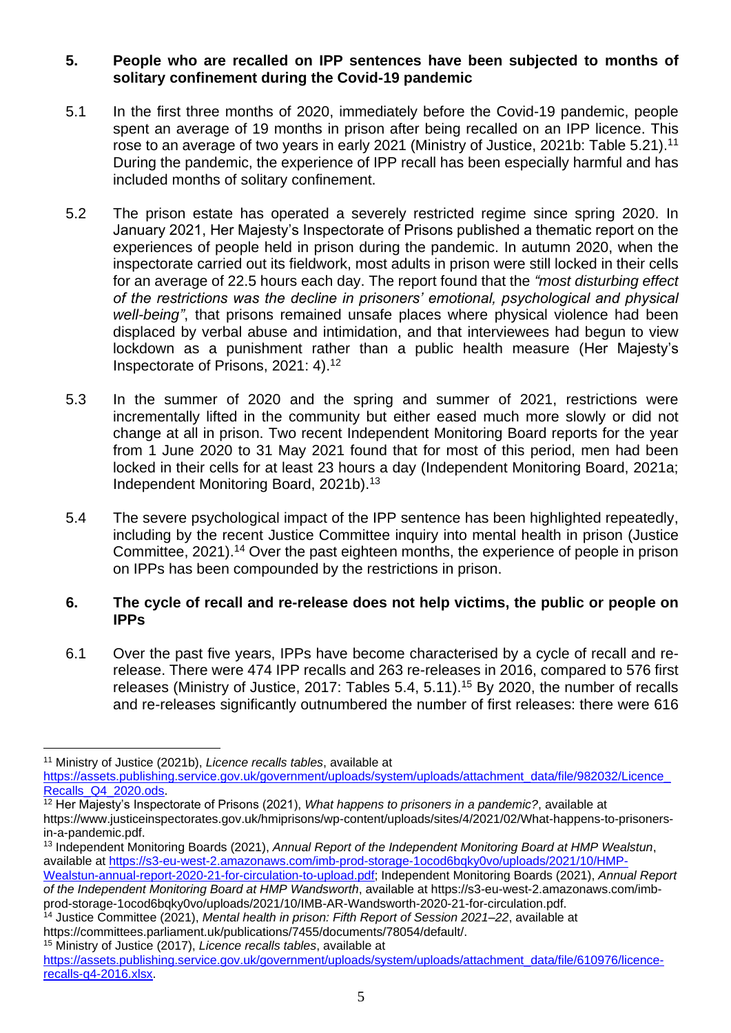## 5. People who are recalled on IPP sentences have been subjected to months of solitary confinement during the Covid-19 pandemic

5.1 In the first three months of 2020, immediately before the Covid-19 pandemic, people spent an average of 19 months in prison after being recalled on an IPP licence. This rose to an average of two years in early 2021 (Ministry of Justice, 2021b: Table 5.21).[11] During the pandemic, the experience of IPP recall has been especially harmful and has included months of solitary confinement.

5.2 The prison estate has operated a severely restricted regime since spring 2020. In January 2021, Her Majesty's Inspectorate of Prisons published a thematic report on the experiences of people held in prison during the pandemic. In autumn 2020, when the inspectorate carried out its fieldwork, most adults in prison were still locked in their cells for an average of 22.5 hours each day. The report found that the *"most disturbing effect of the restrictions was the decline in prisoners' emotional, psychological and physical well-being"*, that prisons remained unsafe places where physical violence had been displaced by verbal abuse and intimidation, and that interviewees had begun to view lockdown as a punishment rather than a public health measure (Her Majesty's Inspectorate of Prisons, 2021: 4).[12]

5.3 In the summer of 2020 and the spring and summer of 2021, restrictions were incrementally lifted in the community but either eased much more slowly or did not change at all in prison. Two recent Independent Monitoring Board reports for the year from 1 June 2020 to 31 May 2021 found that for most of this period, men had been locked in their cells for at least 23 hours a day (Independent Monitoring Board, 2021a; Independent Monitoring Board, 2021b).[13]

5.4 The severe psychological impact of the IPP sentence has been highlighted repeatedly, including by the recent Justice Committee inquiry into mental health in prison (Justice Committee, 2021).[14] Over the past eighteen months, the experience of people in prison on IPPs has been compounded by the restrictions in prison.

## 6. The cycle of recall and re-release does not help victims, the public or people on IPPs

6.1 Over the past five years, IPPs have become characterised by a cycle of recall and re-release. There were 474 IPP recalls and 263 re-releases in 2016, compared to 576 first releases (Ministry of Justice, 2017: Tables 5.4, 5.11).[15] By 2020, the number of recalls and re-releases significantly outnumbered the number of first releases: there were 616

---

[11] Ministry of Justice (2021b), *Licence recalls tables*, available at https://assets.publishing.service.gov.uk/government/uploads/system/uploads/attachment_data/file/982032/Licence_Recalls_Q4_2020.ods.

[12] Her Majesty's Inspectorate of Prisons (2021), *What happens to prisoners in a pandemic?*, available at https://www.justiceinspectorates.gov.uk/hmiprisons/wp-content/uploads/sites/4/2021/02/What-happens-to-prisoners-in-a-pandemic.pdf.

[13] Independent Monitoring Boards (2021), *Annual Report of the Independent Monitoring Board at HMP Wealstun*, available at https://s3-eu-west-2.amazonaws.com/imb-prod-storage-1ocod6bqky0vo/uploads/2021/10/HMP-Wealstun-annual-report-2020-21-for-circulation-to-upload.pdf; Independent Monitoring Boards (2021), *Annual Report of the Independent Monitoring Board at HMP Wandsworth*, available at https://s3-eu-west-2.amazonaws.com/imb-prod-storage-1ocod6bqky0vo/uploads/2021/10/IMB-AR-Wandsworth-2020-21-for-circulation.pdf.

[14] Justice Committee (2021), *Mental health in prison: Fifth Report of Session 2021–22*, available at https://committees.parliament.uk/publications/7455/documents/78054/default/.

[15] Ministry of Justice (2017), *Licence recalls tables*, available at https://assets.publishing.service.gov.uk/government/uploads/system/uploads/attachment_data/file/610976/licence-recalls-q4-2016.xlsx.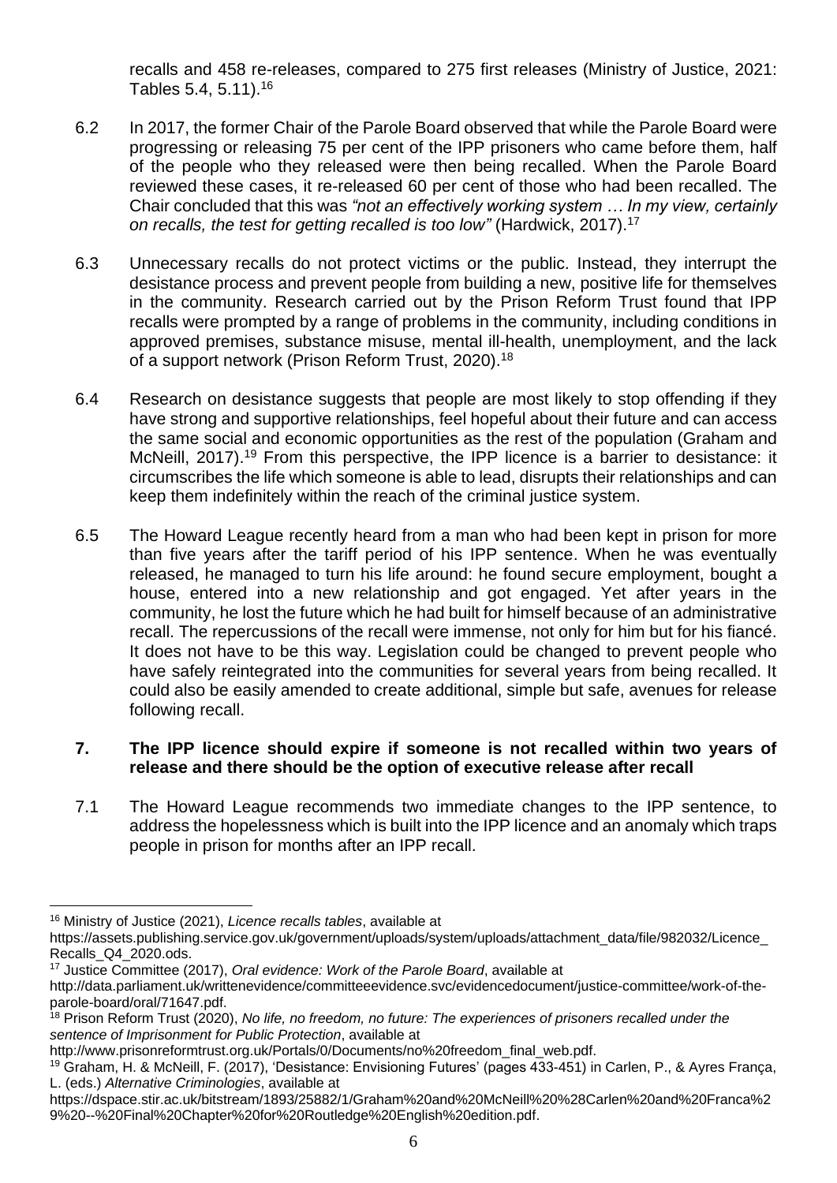recalls and 458 re-releases, compared to 275 first releases (Ministry of Justice, 2021: Tables 5.4, 5.11).[16]

6.2 In 2017, the former Chair of the Parole Board observed that while the Parole Board were progressing or releasing 75 per cent of the IPP prisoners who came before them, half of the people who they released were then being recalled. When the Parole Board reviewed these cases, it re-released 60 per cent of those who had been recalled. The Chair concluded that this was *"not an effectively working system … In my view, certainly on recalls, the test for getting recalled is too low"* (Hardwick, 2017).[17]

6.3 Unnecessary recalls do not protect victims or the public. Instead, they interrupt the desistance process and prevent people from building a new, positive life for themselves in the community. Research carried out by the Prison Reform Trust found that IPP recalls were prompted by a range of problems in the community, including conditions in approved premises, substance misuse, mental ill-health, unemployment, and the lack of a support network (Prison Reform Trust, 2020).[18]

6.4 Research on desistance suggests that people are most likely to stop offending if they have strong and supportive relationships, feel hopeful about their future and can access the same social and economic opportunities as the rest of the population (Graham and McNeill, 2017).[19] From this perspective, the IPP licence is a barrier to desistance: it circumscribes the life which someone is able to lead, disrupts their relationships and can keep them indefinitely within the reach of the criminal justice system.

6.5 The Howard League recently heard from a man who had been kept in prison for more than five years after the tariff period of his IPP sentence. When he was eventually released, he managed to turn his life around: he found secure employment, bought a house, entered into a new relationship and got engaged. Yet after years in the community, he lost the future which he had built for himself because of an administrative recall. The repercussions of the recall were immense, not only for him but for his fiancé. It does not have to be this way. Legislation could be changed to prevent people who have safely reintegrated into the communities for several years from being recalled. It could also be easily amended to create additional, simple but safe, avenues for release following recall.

## 7. The IPP licence should expire if someone is not recalled within two years of release and there should be the option of executive release after recall

7.1 The Howard League recommends two immediate changes to the IPP sentence, to address the hopelessness which is built into the IPP licence and an anomaly which traps people in prison for months after an IPP recall.

---

[16] Ministry of Justice (2021), *Licence recalls tables*, available at https://assets.publishing.service.gov.uk/government/uploads/system/uploads/attachment_data/file/982032/Licence_Recalls_Q4_2020.ods.

[17] Justice Committee (2017), *Oral evidence: Work of the Parole Board*, available at http://data.parliament.uk/writtenevidence/committeeevidence.svc/evidencedocument/justice-committee/work-of-the-parole-board/oral/71647.pdf.

[18] Prison Reform Trust (2020), *No life, no freedom, no future: The experiences of prisoners recalled under the sentence of Imprisonment for Public Protection*, available at http://www.prisonreformtrust.org.uk/Portals/0/Documents/no%20freedom_final_web.pdf.

[19] Graham, H. & McNeill, F. (2017), 'Desistance: Envisioning Futures' (pages 433-451) in Carlen, P., & Ayres França, L. (eds.) *Alternative Criminologies*, available at https://dspace.stir.ac.uk/bitstream/1893/25882/1/Graham%20and%20McNeill%20%28Carlen%20and%20Franca%29%20--%20Final%20Chapter%20for%20Routledge%20English%20edition.pdf.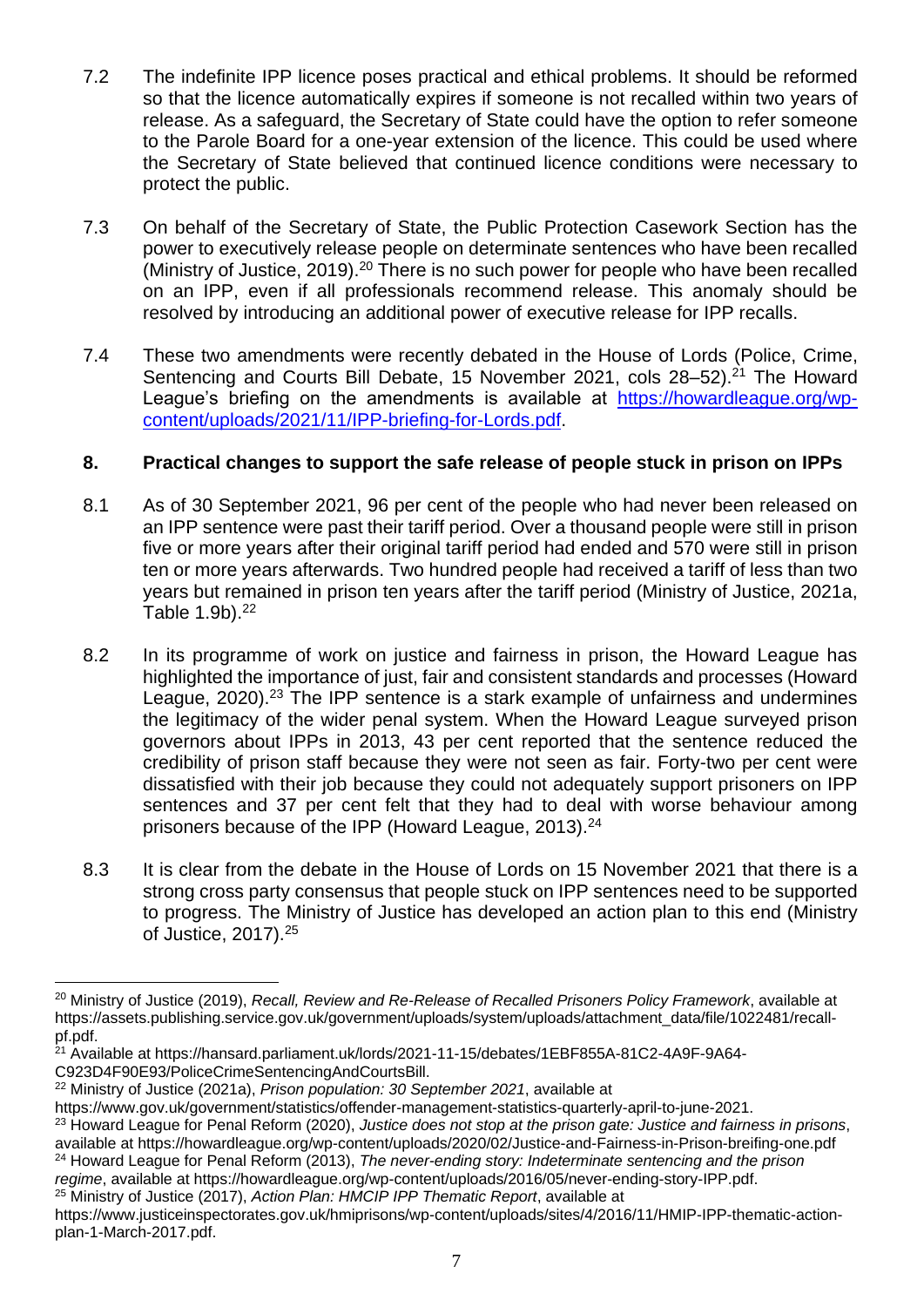7.2 The indefinite IPP licence poses practical and ethical problems. It should be reformed so that the licence automatically expires if someone is not recalled within two years of release. As a safeguard, the Secretary of State could have the option to refer someone to the Parole Board for a one-year extension of the licence. This could be used where the Secretary of State believed that continued licence conditions were necessary to protect the public.

7.3 On behalf of the Secretary of State, the Public Protection Casework Section has the power to executively release people on determinate sentences who have been recalled (Ministry of Justice, 2019).[20] There is no such power for people who have been recalled on an IPP, even if all professionals recommend release. This anomaly should be resolved by introducing an additional power of executive release for IPP recalls.

7.4 These two amendments were recently debated in the House of Lords (Police, Crime, Sentencing and Courts Bill Debate, 15 November 2021, cols 28–52).[21] The Howard League's briefing on the amendments is available at [https://howardleague.org/wp-content/uploads/2021/11/IPP-briefing-for-Lords.pdf](https://howardleague.org/wp-content/uploads/2021/11/IPP-briefing-for-Lords.pdf).

## 8. Practical changes to support the safe release of people stuck in prison on IPPs

8.1 As of 30 September 2021, 96 per cent of the people who had never been released on an IPP sentence were past their tariff period. Over a thousand people were still in prison five or more years after their original tariff period had ended and 570 were still in prison ten or more years afterwards. Two hundred people had received a tariff of less than two years but remained in prison ten years after the tariff period (Ministry of Justice, 2021a, Table 1.9b).[22]

8.2 In its programme of work on justice and fairness in prison, the Howard League has highlighted the importance of just, fair and consistent standards and processes (Howard League, 2020).[23] The IPP sentence is a stark example of unfairness and undermines the legitimacy of the wider penal system. When the Howard League surveyed prison governors about IPPs in 2013, 43 per cent reported that the sentence reduced the credibility of prison staff because they were not seen as fair. Forty-two per cent were dissatisfied with their job because they could not adequately support prisoners on IPP sentences and 37 per cent felt that they had to deal with worse behaviour among prisoners because of the IPP (Howard League, 2013).[24]

8.3 It is clear from the debate in the House of Lords on 15 November 2021 that there is a strong cross party consensus that people stuck on IPP sentences need to be supported to progress. The Ministry of Justice has developed an action plan to this end (Ministry of Justice, 2017).[25]

---

[20] Ministry of Justice (2019), *Recall, Review and Re-Release of Recalled Prisoners Policy Framework*, available at https://assets.publishing.service.gov.uk/government/uploads/system/uploads/attachment_data/file/1022481/recall-pf.pdf.

[21] Available at https://hansard.parliament.uk/lords/2021-11-15/debates/1EBF855A-81C2-4A9F-9A64-C923D4F90E93/PoliceCrimeSentencingAndCourtsBill.

[22] Ministry of Justice (2021a), *Prison population: 30 September 2021*, available at https://www.gov.uk/government/statistics/offender-management-statistics-quarterly-april-to-june-2021.

[23] Howard League for Penal Reform (2020), *Justice does not stop at the prison gate: Justice and fairness in prisons*, available at https://howardleague.org/wp-content/uploads/2020/02/Justice-and-Fairness-in-Prison-breifing-one.pdf

[24] Howard League for Penal Reform (2013), *The never-ending story: Indeterminate sentencing and the prison regime*, available at https://howardleague.org/wp-content/uploads/2016/05/never-ending-story-IPP.pdf.

[25] Ministry of Justice (2017), *Action Plan: HMCIP IPP Thematic Report*, available at https://www.justiceinspectorates.gov.uk/hmiprisons/wp-content/uploads/sites/4/2016/11/HMIP-IPP-thematic-action-plan-1-March-2017.pdf.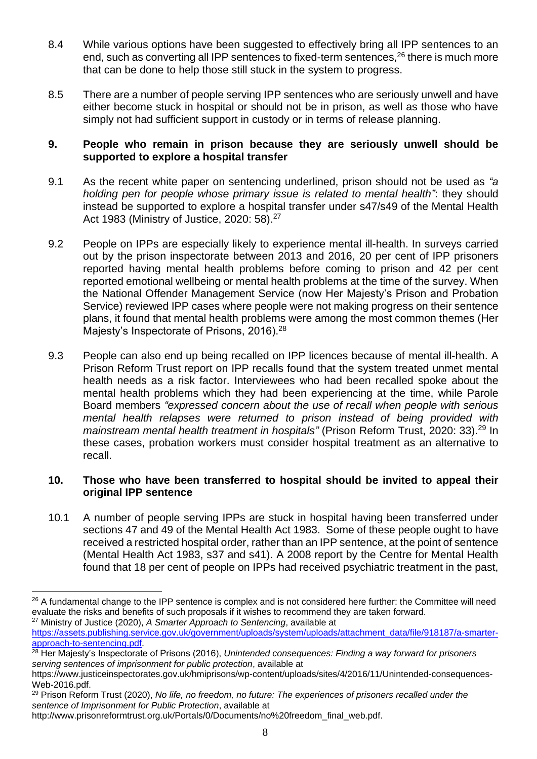8.4 While various options have been suggested to effectively bring all IPP sentences to an end, such as converting all IPP sentences to fixed-term sentences,[26] there is much more that can be done to help those still stuck in the system to progress.

8.5 There are a number of people serving IPP sentences who are seriously unwell and have either become stuck in hospital or should not be in prison, as well as those who have simply not had sufficient support in custody or in terms of release planning.

## 9. People who remain in prison because they are seriously unwell should be supported to explore a hospital transfer

9.1 As the recent white paper on sentencing underlined, prison should not be used as *"a holding pen for people whose primary issue is related to mental health"*: they should instead be supported to explore a hospital transfer under s47/s49 of the Mental Health Act 1983 (Ministry of Justice, 2020: 58).[27]

9.2 People on IPPs are especially likely to experience mental ill-health. In surveys carried out by the prison inspectorate between 2013 and 2016, 20 per cent of IPP prisoners reported having mental health problems before coming to prison and 42 per cent reported emotional wellbeing or mental health problems at the time of the survey. When the National Offender Management Service (now Her Majesty's Prison and Probation Service) reviewed IPP cases where people were not making progress on their sentence plans, it found that mental health problems were among the most common themes (Her Majesty's Inspectorate of Prisons, 2016).[28]

9.3 People can also end up being recalled on IPP licences because of mental ill-health. A Prison Reform Trust report on IPP recalls found that the system treated unmet mental health needs as a risk factor. Interviewees who had been recalled spoke about the mental health problems which they had been experiencing at the time, while Parole Board members *"expressed concern about the use of recall when people with serious mental health relapses were returned to prison instead of being provided with mainstream mental health treatment in hospitals"* (Prison Reform Trust, 2020: 33).[29] In these cases, probation workers must consider hospital treatment as an alternative to recall.

## 10. Those who have been transferred to hospital should be invited to appeal their original IPP sentence

10.1 A number of people serving IPPs are stuck in hospital having been transferred under sections 47 and 49 of the Mental Health Act 1983. Some of these people ought to have received a restricted hospital order, rather than an IPP sentence, at the point of sentence (Mental Health Act 1983, s37 and s41). A 2008 report by the Centre for Mental Health found that 18 per cent of people on IPPs had received psychiatric treatment in the past,

---

[26] A fundamental change to the IPP sentence is complex and is not considered here further: the Committee will need evaluate the risks and benefits of such proposals if it wishes to recommend they are taken forward.

[27] Ministry of Justice (2020), *A Smarter Approach to Sentencing*, available at https://assets.publishing.service.gov.uk/government/uploads/system/uploads/attachment_data/file/918187/a-smarter-approach-to-sentencing.pdf.

[28] Her Majesty's Inspectorate of Prisons (2016), *Unintended consequences: Finding a way forward for prisoners serving sentences of imprisonment for public protection*, available at https://www.justiceinspectorates.gov.uk/hmiprisons/wp-content/uploads/sites/4/2016/11/Unintended-consequences-Web-2016.pdf.

[29] Prison Reform Trust (2020), *No life, no freedom, no future: The experiences of prisoners recalled under the sentence of Imprisonment for Public Protection*, available at http://www.prisonreformtrust.org.uk/Portals/0/Documents/no%20freedom_final_web.pdf.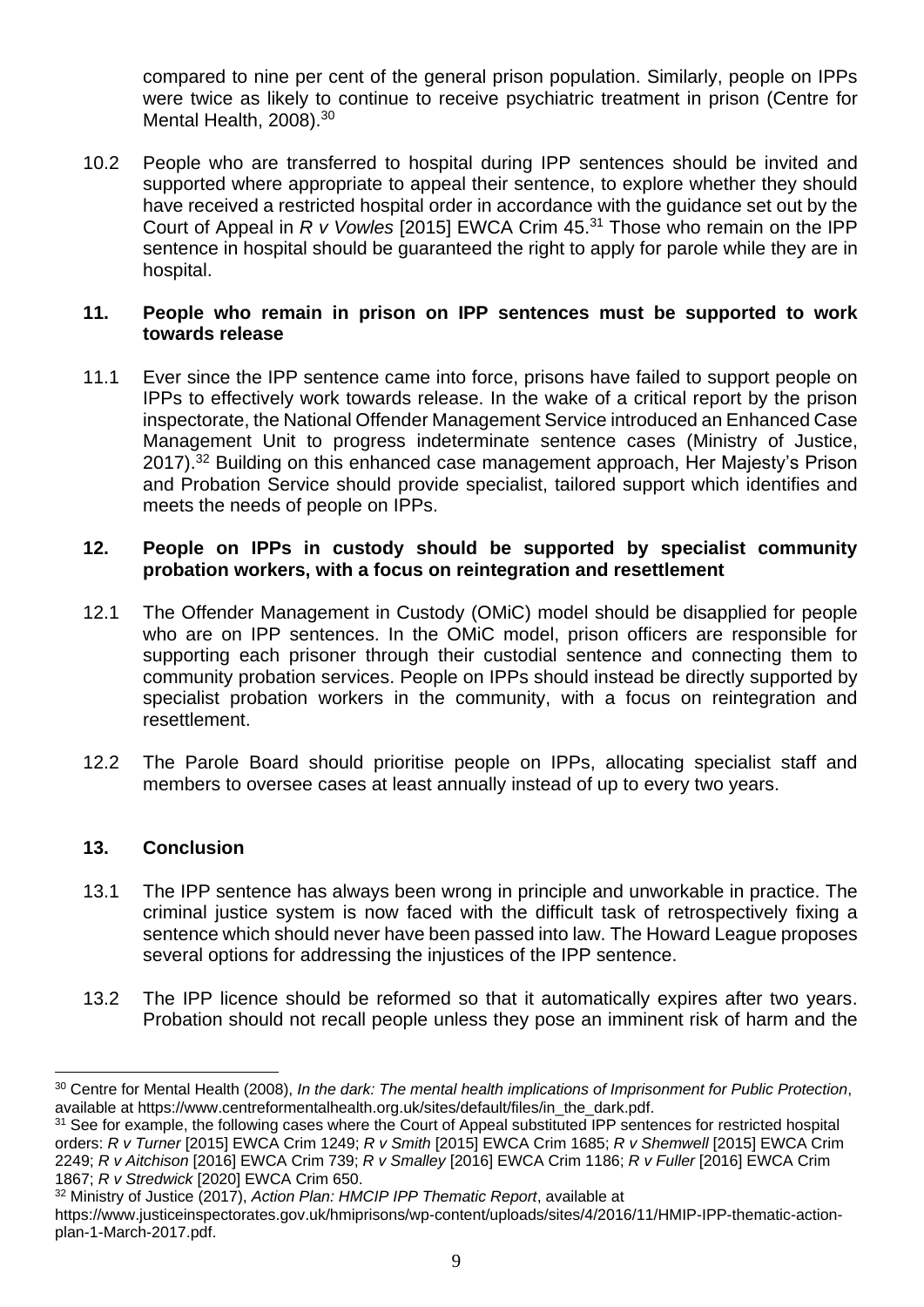compared to nine per cent of the general prison population. Similarly, people on IPPs were twice as likely to continue to receive psychiatric treatment in prison (Centre for Mental Health, 2008).[30]

10.2 People who are transferred to hospital during IPP sentences should be invited and supported where appropriate to appeal their sentence, to explore whether they should have received a restricted hospital order in accordance with the guidance set out by the Court of Appeal in *R v Vowles* [2015] EWCA Crim 45.[31] Those who remain on the IPP sentence in hospital should be guaranteed the right to apply for parole while they are in hospital.

## 11. People who remain in prison on IPP sentences must be supported to work towards release

11.1 Ever since the IPP sentence came into force, prisons have failed to support people on IPPs to effectively work towards release. In the wake of a critical report by the prison inspectorate, the National Offender Management Service introduced an Enhanced Case Management Unit to progress indeterminate sentence cases (Ministry of Justice, 2017).[32] Building on this enhanced case management approach, Her Majesty's Prison and Probation Service should provide specialist, tailored support which identifies and meets the needs of people on IPPs.

## 12. People on IPPs in custody should be supported by specialist community probation workers, with a focus on reintegration and resettlement

12.1 The Offender Management in Custody (OMiC) model should be disapplied for people who are on IPP sentences. In the OMiC model, prison officers are responsible for supporting each prisoner through their custodial sentence and connecting them to community probation services. People on IPPs should instead be directly supported by specialist probation workers in the community, with a focus on reintegration and resettlement.

12.2 The Parole Board should prioritise people on IPPs, allocating specialist staff and members to oversee cases at least annually instead of up to every two years.

## 13. Conclusion

13.1 The IPP sentence has always been wrong in principle and unworkable in practice. The criminal justice system is now faced with the difficult task of retrospectively fixing a sentence which should never have been passed into law. The Howard League proposes several options for addressing the injustices of the IPP sentence.

13.2 The IPP licence should be reformed so that it automatically expires after two years. Probation should not recall people unless they pose an imminent risk of harm and the

---

[30] Centre for Mental Health (2008), *In the dark: The mental health implications of Imprisonment for Public Protection*, available at https://www.centreformentalhealth.org.uk/sites/default/files/in_the_dark.pdf.

[31] See for example, the following cases where the Court of Appeal substituted IPP sentences for restricted hospital orders: *R v Turner* [2015] EWCA Crim 1249; *R v Smith* [2015] EWCA Crim 1685; *R v Shemwell* [2015] EWCA Crim 2249; *R v Aitchison* [2016] EWCA Crim 739; *R v Smalley* [2016] EWCA Crim 1186; *R v Fuller* [2016] EWCA Crim 1867; *R v Stredwick* [2020] EWCA Crim 650.

[32] Ministry of Justice (2017), *Action Plan: HMCIP IPP Thematic Report*, available at https://www.justiceinspectorates.gov.uk/hmiprisons/wp-content/uploads/sites/4/2016/11/HMIP-IPP-thematic-action-plan-1-March-2017.pdf.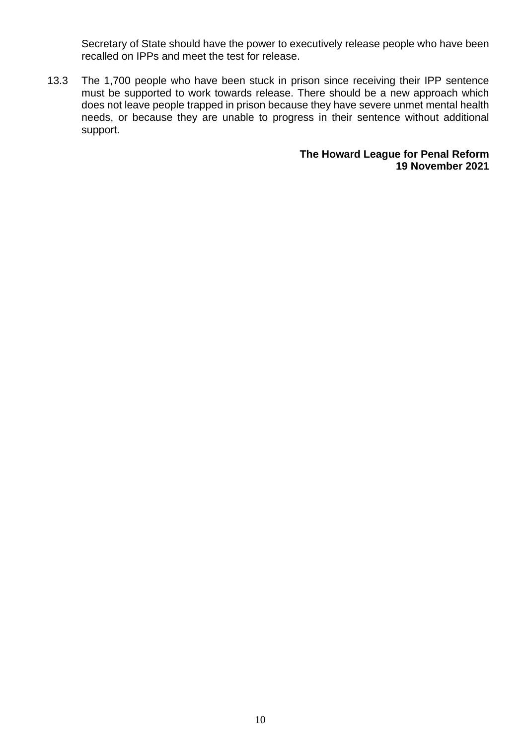Secretary of State should have the power to executively release people who have been recalled on IPPs and meet the test for release.

13.3 The 1,700 people who have been stuck in prison since receiving their IPP sentence must be supported to work towards release. There should be a new approach which does not leave people trapped in prison because they have severe unmet mental health needs, or because they are unable to progress in their sentence without additional support.

**The Howard League for Penal Reform**
**19 November 2021**